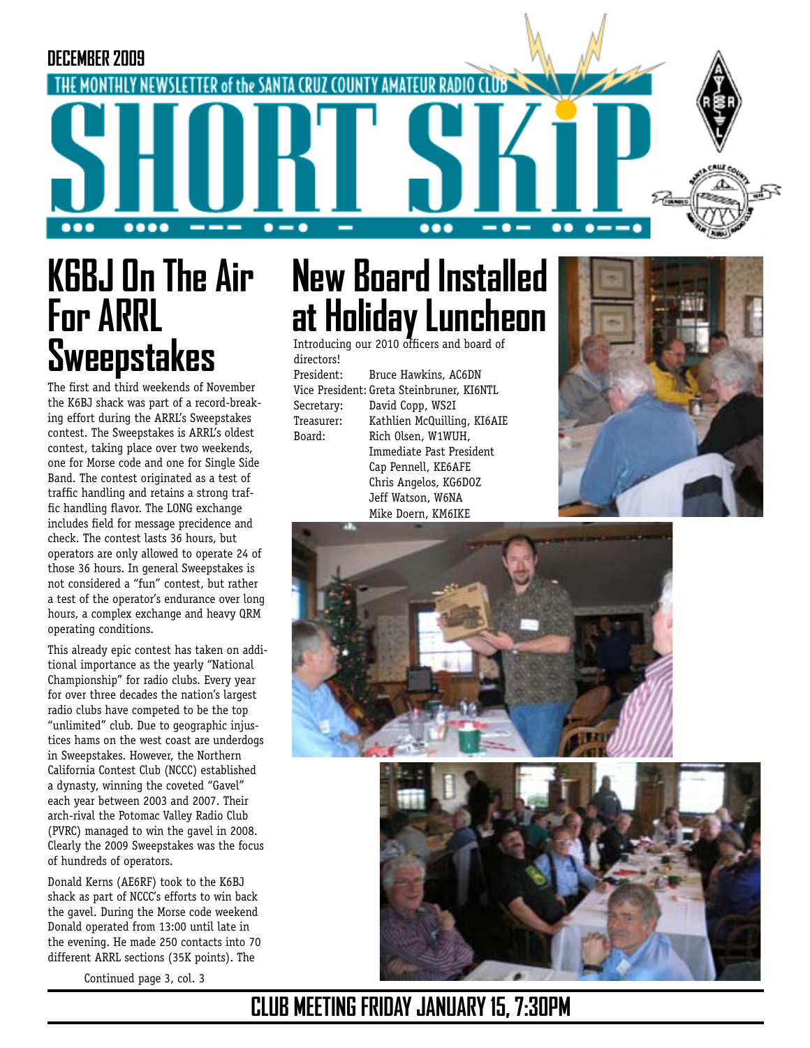DECEMBER 2009

THE MONTHLY NEWSLETTER of the SANTA CRUZ COUNTY AMATEUR RADIO CLUB

# SHORT SKiP

# K6BJ On The Air For ARRL Sweepstakes

The first and third weekends of November the K6BJ shack was part of a record-breaking effort during the ARRL's Sweepstakes contest. The Sweepstakes is ARRL's oldest contest, taking place over two weekends, one for Morse code and one for Single Side Band. The contest originated as a test of traffic handling and retains a strong traffic handling flavor. The LONG exchange includes field for message precidence and check. The contest lasts 36 hours, but operators are only allowed to operate 24 of those 36 hours. In general Sweepstakes is not considered a "fun" contest, but rather a test of the operator's endurance over long hours, a complex exchange and heavy QRM operating conditions.

This already epic contest has taken on additional importance as the yearly "National Championship" for radio clubs. Every year for over three decades the nation's largest radio clubs have competed to be the top "unlimited" club. Due to geographic injustices hams on the west coast are underdogs in Sweepstakes. However, the Northern California Contest Club (NCCC) established a dynasty, winning the coveted "Gavel" each year between 2003 and 2007. Their arch-rival the Potomac Valley Radio Club (PVRC) managed to win the gavel in 2008. Clearly the 2009 Sweepstakes was the focus of hundreds of operators.

Donald Kerns (AE6RF) took to the K6BJ shack as part of NCCC's efforts to win back the gavel. During the Morse code weekend Donald operated from 13:00 until late in the evening. He made 250 contacts into 70 different ARRL sections (35K points). The

Continued page 3, col. 3

# New Board Installed at Holiday Luncheon

Introducing our 2010 officers and board of directors!

| | |
|---|---|
| President: | Bruce Hawkins, AC6DN |
| Vice President: | Greta Steinbruner, KI6NTL |
| Secretary: | David Copp, WS2I |
| Treasurer: | Kathlien McQuilling, KI6AIE |
| Board: | Rich Olsen, W1WUH, Immediate Past President |
| | Cap Pennell, KE6AFE |
| | Chris Angelos, KG6DOZ |
| | Jeff Watson, W6NA |
| | Mike Doern, KM6IKE |

**CLUB MEETING FRIDAY JANUARY 15, 7:30PM**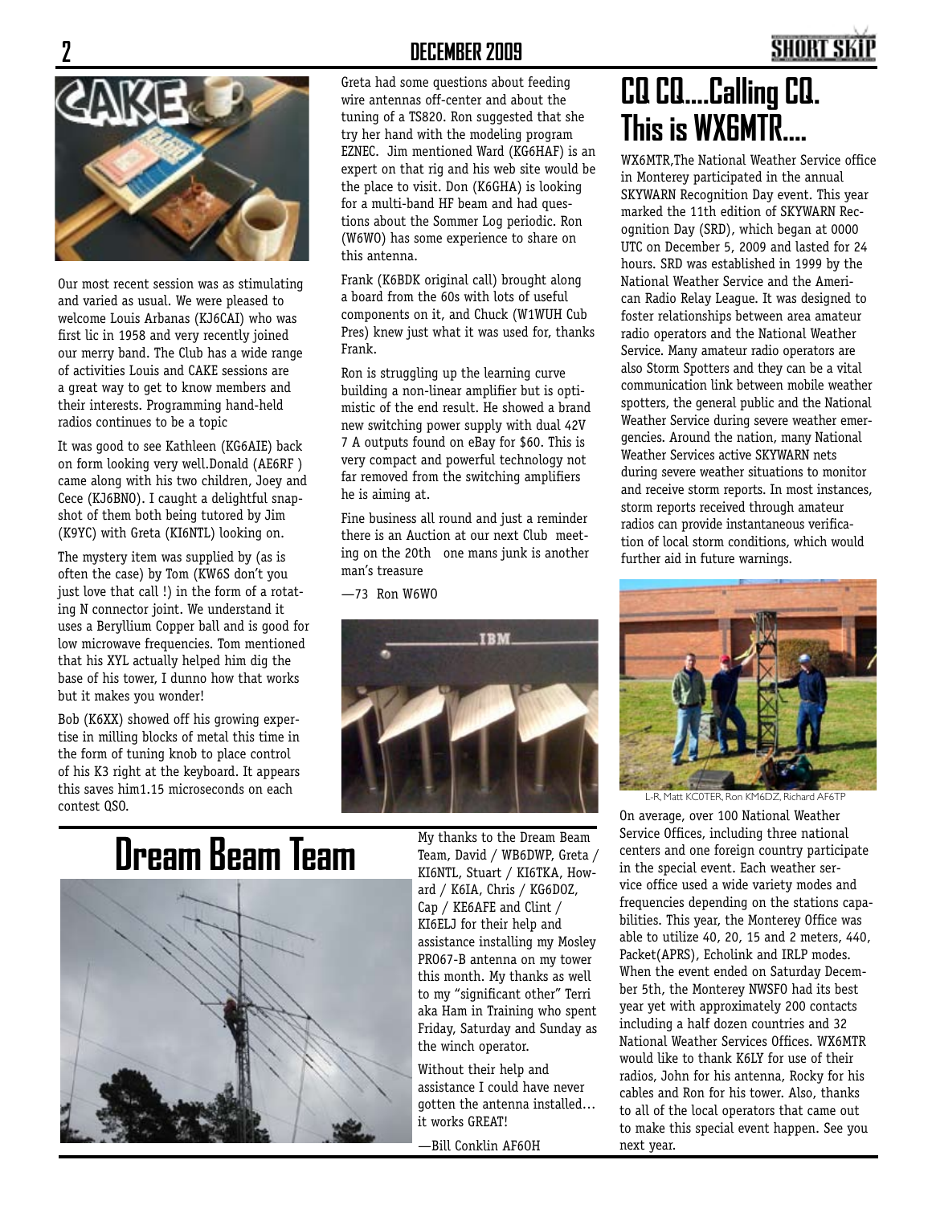Our most recent session was as stimulating and varied as usual. We were pleased to welcome Louis Arbanas (KJ6CAI) who was first lic in 1958 and very recently joined our merry band. The Club has a wide range of activities Louis and CAKE sessions are a great way to get to know members and their interests. Programming hand-held radios continues to be a topic

It was good to see Kathleen (KG6AIE) back on form looking very well.Donald (AE6RF ) came along with his two children, Joey and Cece (KJ6BNO). I caught a delightful snapshot of them both being tutored by Jim (K9YC) with Greta (KI6NTL) looking on.

The mystery item was supplied by (as is often the case) by Tom (KW6S don't you just love that call !) in the form of a rotating N connector joint. We understand it uses a Beryllium Copper ball and is good for low microwave frequencies. Tom mentioned that his XYL actually helped him dig the base of his tower, I dunno how that works but it makes you wonder!

Bob (K6XX) showed off his growing expertise in milling blocks of metal this time in the form of tuning knob to place control of his K3 right at the keyboard. It appears this saves him1.15 microseconds on each contest QSO.

Greta had some questions about feeding wire antennas off-center and about the tuning of a TS820. Ron suggested that she try her hand with the modeling program EZNEC. Jim mentioned Ward (KG6HAF) is an expert on that rig and his web site would be the place to visit. Don (K6GHA) is looking for a multi-band HF beam and had questions about the Sommer Log periodic. Ron (W6WO) has some experience to share on this antenna.

Frank (K6BDK original call) brought along a board from the 60s with lots of useful components on it, and Chuck (W1WUH Cub Pres) knew just what it was used for, thanks Frank.

Ron is struggling up the learning curve building a non-linear amplifier but is optimistic of the end result. He showed a brand new switching power supply with dual 42V 7 A outputs found on eBay for $60. This is very compact and powerful technology not far removed from the switching amplifiers he is aiming at.

Fine business all round and just a reminder there is an Auction at our next Club meeting on the 20th one mans junk is another man's treasure

—73 Ron W6WO

# Dream Beam Team

My thanks to the Dream Beam Team, David / WB6DWP, Greta / KI6NTL, Stuart / KI6TKA, Howard / K6IA, Chris / KG6DOZ, Cap / KE6AFE and Clint / KI6ELJ for their help and assistance installing my Mosley PRO67-B antenna on my tower this month. My thanks as well to my "significant other" Terri aka Ham in Training who spent Friday, Saturday and Sunday as the winch operator.

Without their help and assistance I could have never gotten the antenna installed… it works GREAT!

—Bill Conklin AF6OH

# CQ CQ....Calling CQ. This is WX6MTR....

WX6MTR,The National Weather Service office in Monterey participated in the annual SKYWARN Recognition Day event. This year marked the 11th edition of SKYWARN Recognition Day (SRD), which began at 0000 UTC on December 5, 2009 and lasted for 24 hours. SRD was established in 1999 by the National Weather Service and the American Radio Relay League. It was designed to foster relationships between area amateur radio operators and the National Weather Service. Many amateur radio operators are also Storm Spotters and they can be a vital communication link between mobile weather spotters, the general public and the National Weather Service during severe weather emergencies. Around the nation, many National Weather Services active SKYWARN nets during severe weather situations to monitor and receive storm reports. In most instances, storm reports received through amateur radios can provide instantaneous verification of local storm conditions, which would further aid in future warnings.

L-R, Matt KC0TER, Ron KM6DZ, Richard AF6TP

On average, over 100 National Weather Service Offices, including three national centers and one foreign country participate in the special event. Each weather service office used a wide variety modes and frequencies depending on the stations capabilities. This year, the Monterey Office was able to utilize 40, 20, 15 and 2 meters, 440, Packet(APRS), Echolink and IRLP modes. When the event ended on Saturday December 5th, the Monterey NWSFO had its best year yet with approximately 200 contacts including a half dozen countries and 32 National Weather Services Offices. WX6MTR would like to thank K6LY for use of their radios, John for his antenna, Rocky for his cables and Ron for his tower. Also, thanks to all of the local operators that came out to make this special event happen. See you next year.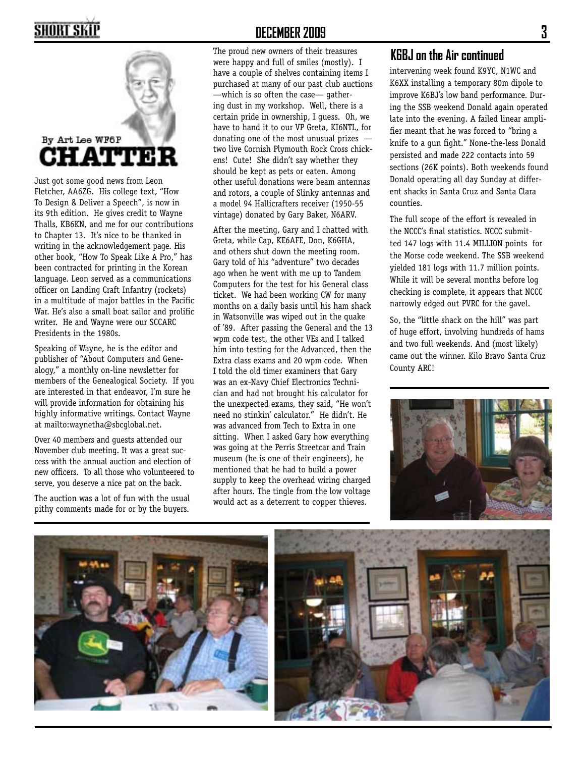By Art Lee WF6P

# CHATTER

Just got some good news from Leon Fletcher, AA6ZG. His college text, "How To Design & Deliver a Speech", is now in its 9th edition. He gives credit to Wayne Thalls, KB6KN, and me for our contributions to Chapter 13. It's nice to be thanked in writing in the acknowledgement page. His other book, "How To Speak Like A Pro," has been contracted for printing in the Korean language. Leon served as a communications officer on Landing Craft Infantry (rockets) in a multitude of major battles in the Pacific War. He's also a small boat sailor and prolific writer. He and Wayne were our SCCARC Presidents in the 1980s.

Speaking of Wayne, he is the editor and publisher of "About Computers and Genealogy," a monthly on-line newsletter for members of the Genealogical Society. If you are interested in that endeavor, I'm sure he will provide information for obtaining his highly informative writings. Contact Wayne at mailto:waynetha@sbcglobal.net.

Over 40 members and guests attended our November club meeting. It was a great success with the annual auction and election of new officers. To all those who volunteered to serve, you deserve a nice pat on the back.

The auction was a lot of fun with the usual pithy comments made for or by the buyers. The proud new owners of their treasures were happy and full of smiles (mostly). I have a couple of shelves containing items I purchased at many of our past club auctions —which is so often the case— gathering dust in my workshop. Well, there is a certain pride in ownership, I guess. Oh, we have to hand it to our VP Greta, KI6NTL, for donating one of the most unusual prizes — two live Cornish Plymouth Rock Cross chickens! Cute! She didn't say whether they should be kept as pets or eaten. Among other useful donations were beam antennas and rotors, a couple of Slinky antennas and a model 94 Hallicrafters receiver (1950-55 vintage) donated by Gary Baker, N6ARV.

After the meeting, Gary and I chatted with Greta, while Cap, KE6AFE, Don, K6GHA, and others shut down the meeting room. Gary told of his "adventure" two decades ago when he went with me up to Tandem Computers for the test for his General class ticket. We had been working CW for many months on a daily basis until his ham shack in Watsonville was wiped out in the quake of '89. After passing the General and the 13 wpm code test, the other VEs and I talked him into testing for the Advanced, then the Extra class exams and 20 wpm code. When I told the old timer examiners that Gary was an ex-Navy Chief Electronics Technician and had not brought his calculator for the unexpected exams, they said, "He won't need no stinkin' calculator." He didn't. He was advanced from Tech to Extra in one sitting. When I asked Gary how everything was going at the Perris Streetcar and Train museum (he is one of their engineers), he mentioned that he had to build a power supply to keep the overhead wiring charged after hours. The tingle from the low voltage would act as a deterrent to copper thieves.

## K6BJ on the Air continued

intervening week found K9YC, N1WC and K6XX installing a temporary 80m dipole to improve K6BJ's low band performance. During the SSB weekend Donald again operated late into the evening. A failed linear amplifier meant that he was forced to "bring a knife to a gun fight." None-the-less Donald persisted and made 222 contacts into 59 sections (26K points). Both weekends found Donald operating all day Sunday at different shacks in Santa Cruz and Santa Clara counties.

The full scope of the effort is revealed in the NCCC's final statistics. NCCC submitted 147 logs with 11.4 MILLION points for the Morse code weekend. The SSB weekend yielded 181 logs with 11.7 million points. While it will be several months before log checking is complete, it appears that NCCC narrowly edged out PVRC for the gavel.

So, the "little shack on the hill" was part of huge effort, involving hundreds of hams and two full weekends. And (most likely) came out the winner. Kilo Bravo Santa Cruz County ARC!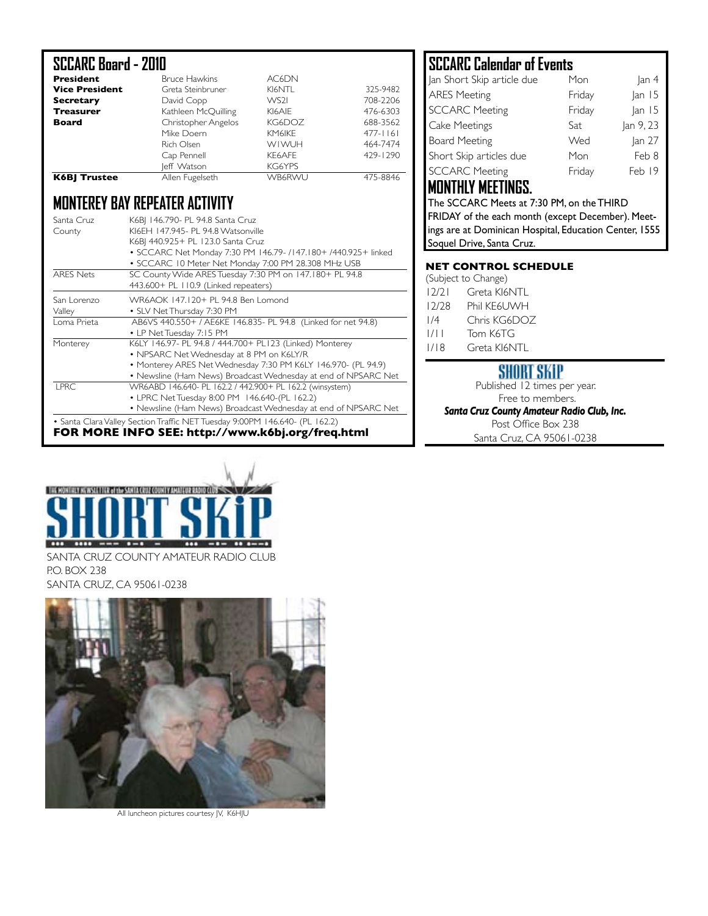## SCCARC Board - 2010

| | | | |
|---|---|---|---|
| **President** | Bruce Hawkins | AC6DN | |
| **Vice President** | Greta Steinbruner | KI6NTL | 325-9482 |
| **Secretary** | David Copp | WS2I | 708-2206 |
| **Treasurer** | Kathleen McQuilling | KI6AIE | 476-6303 |
| **Board** | Christopher Angelos | KG6DOZ | 688-3562 |
| | Mike Doern | KM6IKE | 477-1161 |
| | Rich Olsen | W1WUH | 464-7474 |
| | Cap Pennell | KE6AFE | 429-1290 |
| | Jeff Watson | KG6YPS | |
| **K6BJ Trustee** | Allen Fugelseth | WB6RWU | 475-8846 |

## MONTEREY BAY REPEATER ACTIVITY

| | |
|---|---|
| Santa Cruz County | K6BJ 146.790- PL 94.8 Santa Cruz<br>KI6EH 147.945- PL 94.8 Watsonville<br>K6BJ 440.925+ PL 123.0 Santa Cruz<br>• SCCARC Net Monday 7:30 PM 146.79- /147.180+ /440.925+ linked<br>• SCCARC 10 Meter Net Monday 7:00 PM 28.308 MHz USB |
| ARES Nets | SC County Wide ARES Tuesday 7:30 PM on 147.180+ PL 94.8<br>443.600+ PL 110.9 (Linked repeaters) |
| San Lorenzo Valley | WR6AOK 147.120+ PL 94.8 Ben Lomond<br>• SLV Net Thursday 7:30 PM |
| Loma Prieta | AB6VS 440.550+ / AE6KE 146.835- PL 94.8 (Linked for net 94.8)<br>• LP Net Tuesday 7:15 PM |
| Monterey | K6LY 146.97- PL 94.8 / 444.700+ PL123 (Linked) Monterey<br>• NPSARC Net Wednesday at 8 PM on K6LY/R<br>• Monterey ARES Net Wednesday 7:30 PM K6LY 146.970- (PL 94.9)<br>• Newsline (Ham News) Broadcast Wednesday at end of NPSARC Net |
| LPRC | WR6ABD 146.640- PL 162.2 / 442.900+ PL 162.2 (winsystem)<br>• LPRC Net Tuesday 8:00 PM 146.640-(PL 162.2)<br>• Newsline (Ham News) Broadcast Wednesday at end of NPSARC Net |

• Santa Clara Valley Section Traffic NET Tuesday 9:00PM 146.640- (PL 162.2)

**FOR MORE INFO SEE: http://www.k6bj.org/freq.html**

## SCCARC Calendar of Events

| | | |
|---|---|---|
| Jan Short Skip article due | Mon | Jan 4 |
| ARES Meeting | Friday | Jan 15 |
| SCCARC Meeting | Friday | Jan 15 |
| Cake Meetings | Sat | Jan 9, 23 |
| Board Meeting | Wed | Jan 27 |
| Short Skip articles due | Mon | Feb 8 |
| SCCARC Meeting | Friday | Feb 19 |

## MONTHLY MEETINGS.

The SCCARC Meets at 7:30 PM, on the THIRD FRIDAY of the each month (except December). Meetings are at Dominican Hospital, Education Center, 1555 Soquel Drive, Santa Cruz.

### NET CONTROL SCHEDULE

(Subject to Change)

| | |
|---|---|
| 12/21 | Greta KI6NTL |
| 12/28 | Phil KE6UWH |
| 1/4 | Chris KG6DOZ |
| 1/11 | Tom K6TG |
| 1/18 | Greta KI6NTL |

### SHORT SKIP

Published 12 times per year.
Free to members.
***Santa Cruz County Amateur Radio Club, Inc.***
Post Office Box 238
Santa Cruz, CA 95061-0238

THE MONTHLY NEWSLETTER of the SANTA CRUZ COUNTY AMATEUR RADIO CLUB

SHORT SKiP

SANTA CRUZ COUNTY AMATEUR RADIO CLUB
P.O. BOX 238
SANTA CRUZ, CA 95061-0238

All luncheon pictures courtesy JV, K6HJU